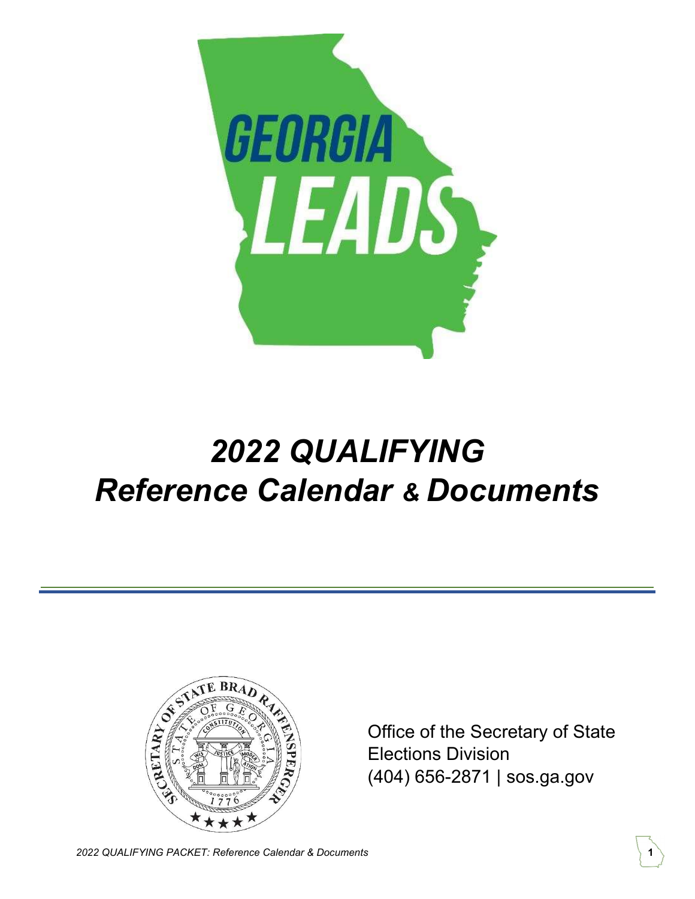GEORGIA LEADS

# *2022 QUALIFYING*
# *Reference Calendar & Documents*

Office of the Secretary of State
Elections Division
(404) 656-2871 | sos.ga.gov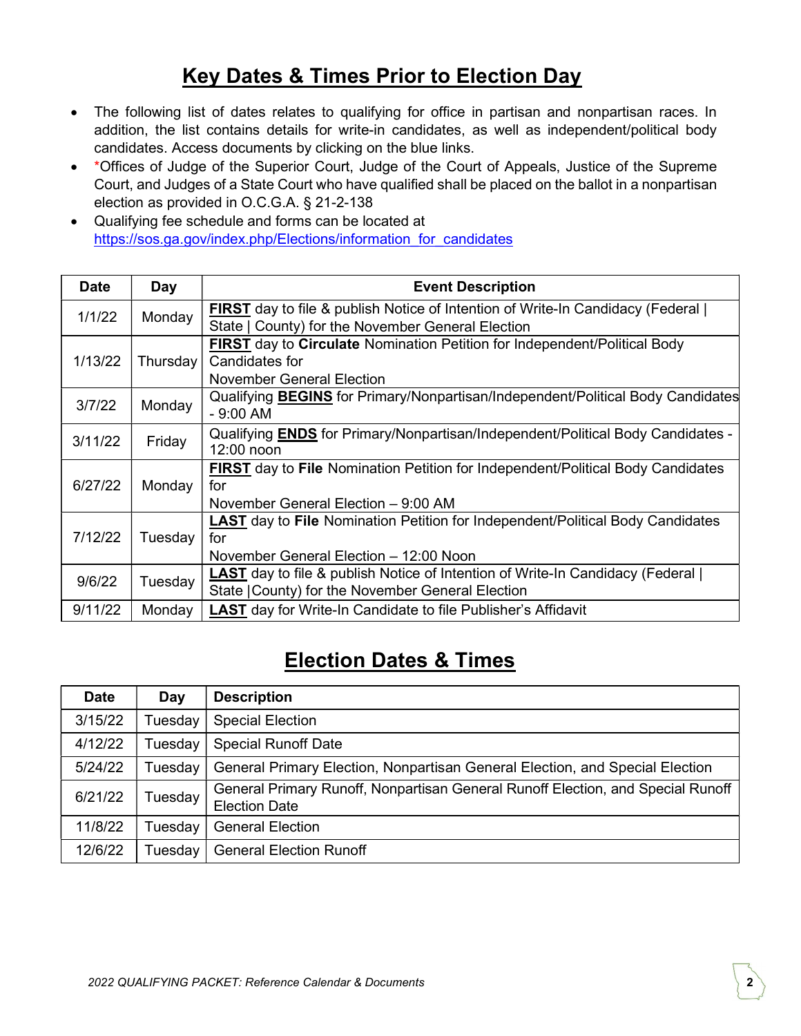# Key Dates & Times Prior to Election Day

- The following list of dates relates to qualifying for office in partisan and nonpartisan races. In addition, the list contains details for write-in candidates, as well as independent/political body candidates. Access documents by clicking on the blue links.
- *Offices of Judge of the Superior Court, Judge of the Court of Appeals, Justice of the Supreme Court, and Judges of a State Court who have qualified shall be placed on the ballot in a nonpartisan election as provided in O.C.G.A. § 21-2-138
- Qualifying fee schedule and forms can be located at https://sos.ga.gov/index.php/Elections/information_for_candidates

| Date | Day | Event Description |
|---|---|---|
| 1/1/22 | Monday | **FIRST** day to file & publish Notice of Intention of Write-In Candidacy (Federal \| State \| County) for the November General Election |
| 1/13/22 | Thursday | **FIRST** day to **Circulate** Nomination Petition for Independent/Political Body Candidates for November General Election |
| 3/7/22 | Monday | Qualifying **BEGINS** for Primary/Nonpartisan/Independent/Political Body Candidates - 9:00 AM |
| 3/11/22 | Friday | Qualifying **ENDS** for Primary/Nonpartisan/Independent/Political Body Candidates - 12:00 noon |
| 6/27/22 | Monday | **FIRST** day to **File** Nomination Petition for Independent/Political Body Candidates for November General Election – 9:00 AM |
| 7/12/22 | Tuesday | **LAST** day to **File** Nomination Petition for Independent/Political Body Candidates for November General Election – 12:00 Noon |
| 9/6/22 | Tuesday | **LAST** day to file & publish Notice of Intention of Write-In Candidacy (Federal \| State \|County) for the November General Election |
| 9/11/22 | Monday | **LAST** day for Write-In Candidate to file Publisher's Affidavit |

# Election Dates & Times

| Date | Day | Description |
|---|---|---|
| 3/15/22 | Tuesday | Special Election |
| 4/12/22 | Tuesday | Special Runoff Date |
| 5/24/22 | Tuesday | General Primary Election, Nonpartisan General Election, and Special Election |
| 6/21/22 | Tuesday | General Primary Runoff, Nonpartisan General Runoff Election, and Special Runoff Election Date |
| 11/8/22 | Tuesday | General Election |
| 12/6/22 | Tuesday | General Election Runoff |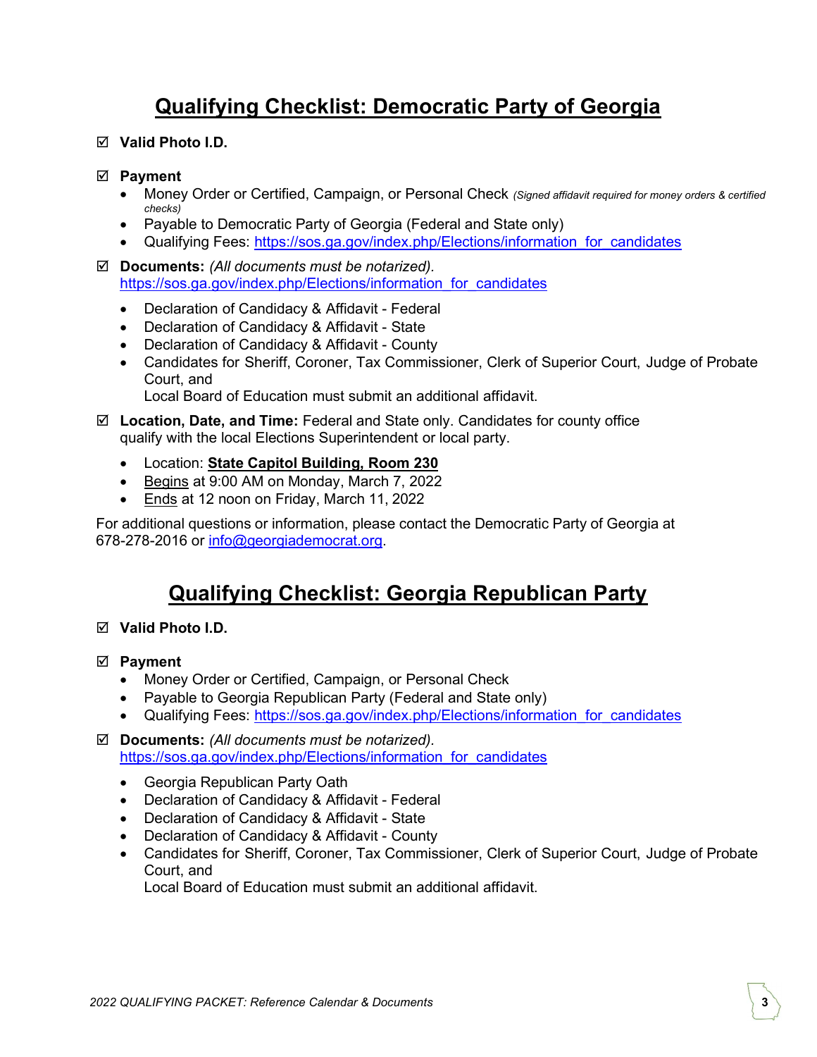## Qualifying Checklist: Democratic Party of Georgia

☑ **Valid Photo I.D.**

☑ **Payment**

- Money Order or Certified, Campaign, or Personal Check *(Signed affidavit required for money orders & certified checks)*
- Payable to Democratic Party of Georgia (Federal and State only)
- Qualifying Fees: https://sos.ga.gov/index.php/Elections/information_for_candidates

☑ **Documents:** *(All documents must be notarized).* https://sos.ga.gov/index.php/Elections/information_for_candidates

- Declaration of Candidacy & Affidavit - Federal
- Declaration of Candidacy & Affidavit - State
- Declaration of Candidacy & Affidavit - County
- Candidates for Sheriff, Coroner, Tax Commissioner, Clerk of Superior Court, Judge of Probate Court, and Local Board of Education must submit an additional affidavit.

☑ **Location, Date, and Time:** Federal and State only. Candidates for county office qualify with the local Elections Superintendent or local party.

- Location: **State Capitol Building, Room 230**
- Begins at 9:00 AM on Monday, March 7, 2022
- Ends at 12 noon on Friday, March 11, 2022

For additional questions or information, please contact the Democratic Party of Georgia at 678-278-2016 or info@georgiademocrat.org.

## Qualifying Checklist: Georgia Republican Party

☑ **Valid Photo I.D.**

☑ **Payment**

- Money Order or Certified, Campaign, or Personal Check
- Payable to Georgia Republican Party (Federal and State only)
- Qualifying Fees: https://sos.ga.gov/index.php/Elections/information_for_candidates

☑ **Documents:** *(All documents must be notarized).* https://sos.ga.gov/index.php/Elections/information_for_candidates

- Georgia Republican Party Oath
- Declaration of Candidacy & Affidavit - Federal
- Declaration of Candidacy & Affidavit - State
- Declaration of Candidacy & Affidavit - County
- Candidates for Sheriff, Coroner, Tax Commissioner, Clerk of Superior Court, Judge of Probate Court, and Local Board of Education must submit an additional affidavit.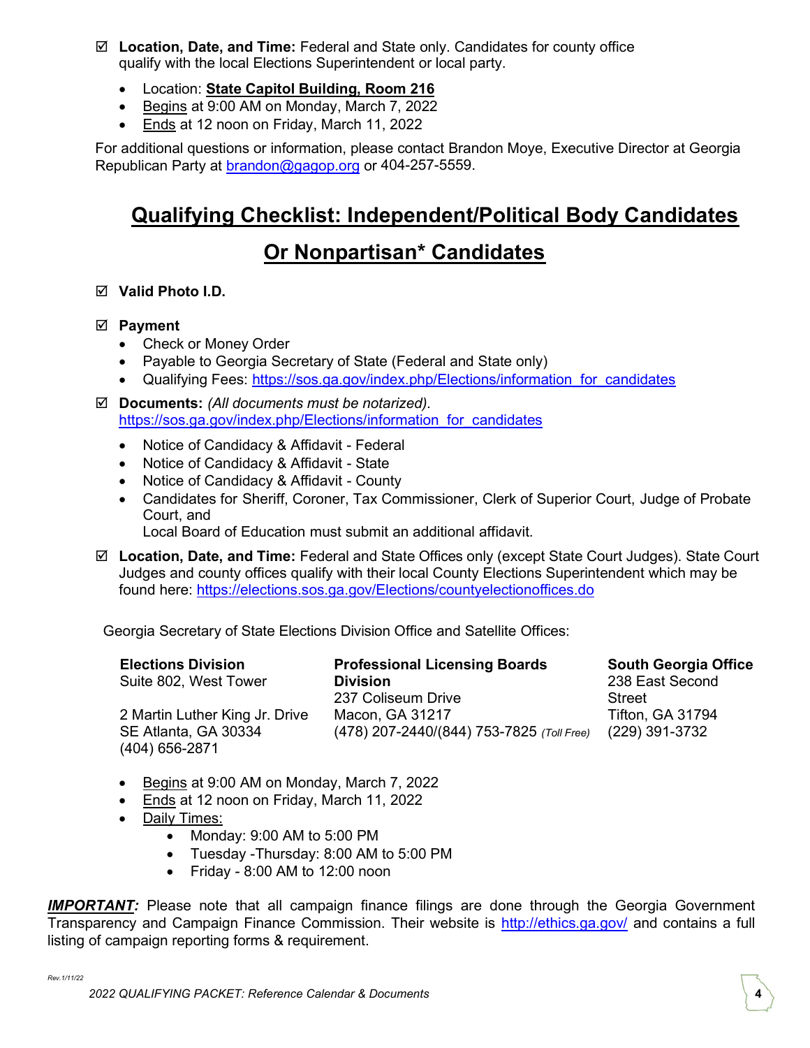- ☑ **Location, Date, and Time:** Federal and State only. Candidates for county office qualify with the local Elections Superintendent or local party.
  - Location: **State Capitol Building, Room 216**
  - Begins at 9:00 AM on Monday, March 7, 2022
  - Ends at 12 noon on Friday, March 11, 2022

For additional questions or information, please contact Brandon Moye, Executive Director at Georgia Republican Party at brandon@gagop.org or 404-257-5559.

# Qualifying Checklist: Independent/Political Body Candidates Or Nonpartisan* Candidates

- ☑ **Valid Photo I.D.**

- ☑ **Payment**
  - Check or Money Order
  - Payable to Georgia Secretary of State (Federal and State only)
  - Qualifying Fees: https://sos.ga.gov/index.php/Elections/information_for_candidates

- ☑ **Documents:** *(All documents must be notarized).* https://sos.ga.gov/index.php/Elections/information_for_candidates
  - Notice of Candidacy & Affidavit - Federal
  - Notice of Candidacy & Affidavit - State
  - Notice of Candidacy & Affidavit - County
  - Candidates for Sheriff, Coroner, Tax Commissioner, Clerk of Superior Court, Judge of Probate Court, and Local Board of Education must submit an additional affidavit.

- ☑ **Location, Date, and Time:** Federal and State Offices only (except State Court Judges). State Court Judges and county offices qualify with their local County Elections Superintendent which may be found here: https://elections.sos.ga.gov/Elections/countyelectionoffices.do

Georgia Secretary of State Elections Division Office and Satellite Offices:

| Elections Division | Professional Licensing Boards Division | South Georgia Office |
|---|---|---|
| Suite 802, West Tower<br>2 Martin Luther King Jr. Drive SE Atlanta, GA 30334<br>(404) 656-2871 | 237 Coliseum Drive<br>Macon, GA 31217<br>(478) 207-2440/(844) 753-7825 *(Toll Free)* | 238 East Second Street<br>Tifton, GA 31794<br>(229) 391-3732 |

- Begins at 9:00 AM on Monday, March 7, 2022
- Ends at 12 noon on Friday, March 11, 2022
- Daily Times:
  - Monday: 9:00 AM to 5:00 PM
  - Tuesday -Thursday: 8:00 AM to 5:00 PM
  - Friday - 8:00 AM to 12:00 noon

***IMPORTANT:*** Please note that all campaign finance filings are done through the Georgia Government Transparency and Campaign Finance Commission. Their website is http://ethics.ga.gov/ and contains a full listing of campaign reporting forms & requirement.